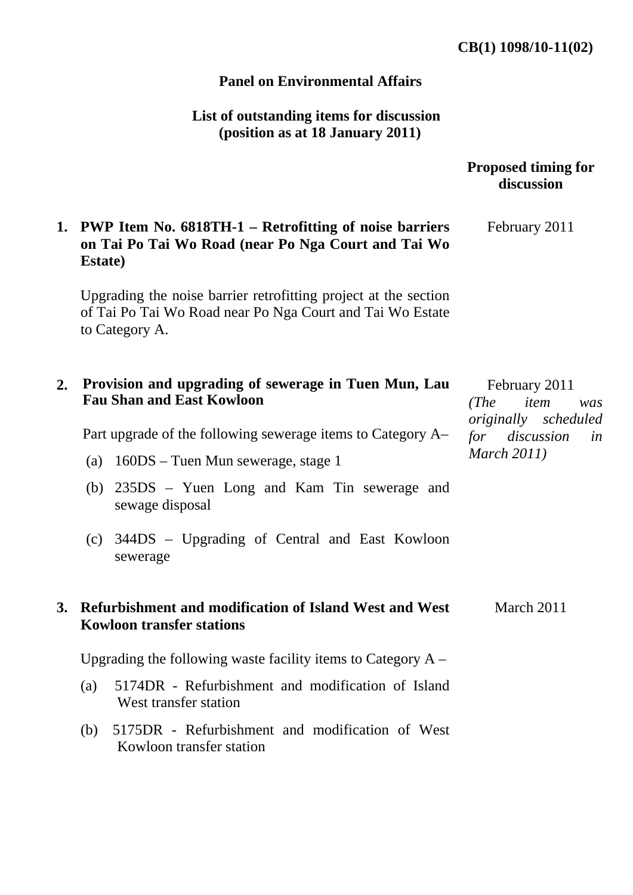**CB(1) 1098/10-11(02)**

## Panel on Environmental Affairs

### List of outstanding items for discussion (position as at 18 January 2011)

| | Proposed timing for discussion |
|---|---|
| **1. PWP Item No. 6818TH-1 – Retrofitting of noise barriers on Tai Po Tai Wo Road (near Po Nga Court and Tai Wo Estate)**<br><br>Upgrading the noise barrier retrofitting project at the section of Tai Po Tai Wo Road near Po Nga Court and Tai Wo Estate to Category A. | February 2011 |
| **2. Provision and upgrading of sewerage in Tuen Mun, Lau Fau Shan and East Kowloon**<br><br>Part upgrade of the following sewerage items to Category A–<br>(a) 160DS – Tuen Mun sewerage, stage 1<br>(b) 235DS – Yuen Long and Kam Tin sewerage and sewage disposal<br>(c) 344DS – Upgrading of Central and East Kowloon sewerage | February 2011<br>*(The item was originally scheduled for discussion in March 2011)* |
| **3. Refurbishment and modification of Island West and West Kowloon transfer stations**<br><br>Upgrading the following waste facility items to Category A –<br>(a) 5174DR - Refurbishment and modification of Island West transfer station<br>(b) 5175DR - Refurbishment and modification of West Kowloon transfer station | March 2011 |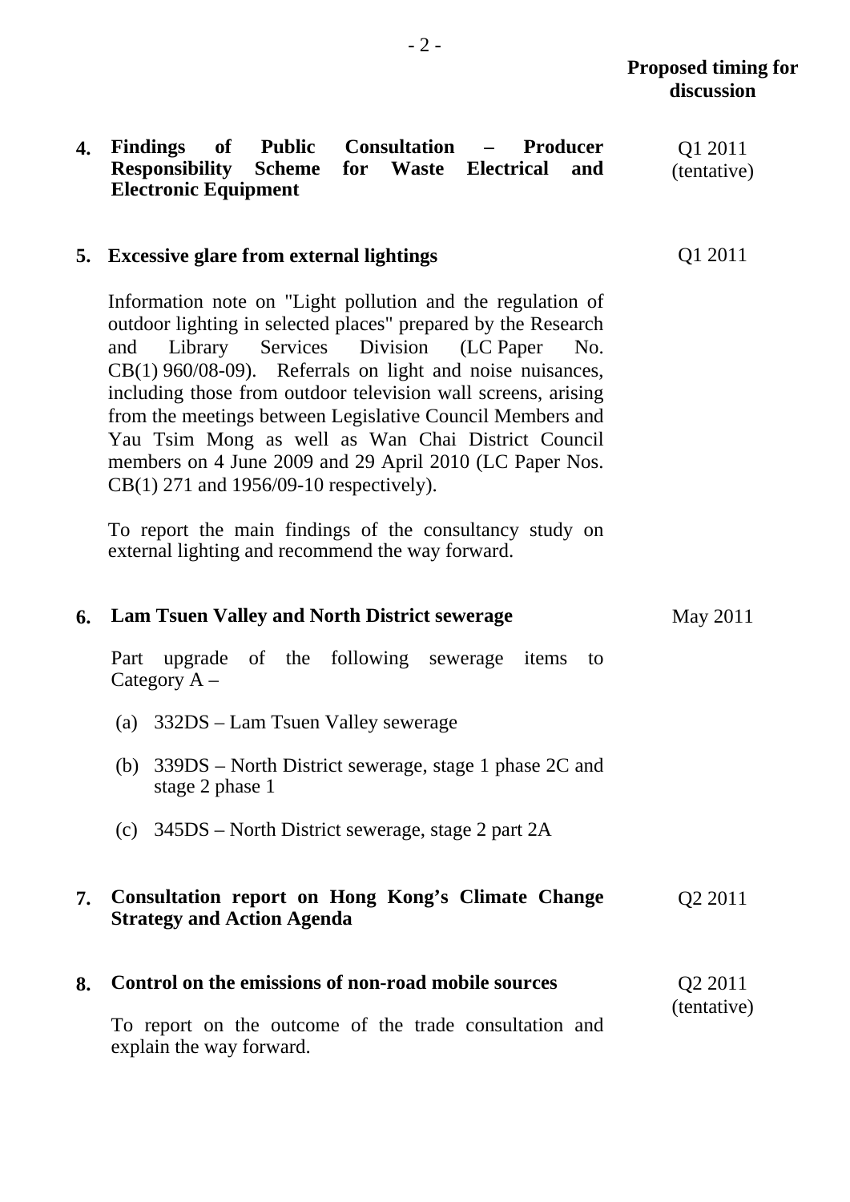| | | Proposed timing for discussion |
|---|---|---|
| **4.** | **Findings of Public Consultation – Producer Responsibility Scheme for Waste Electrical and Electronic Equipment** | Q1 2011 (tentative) |
| **5.** | **Excessive glare from external lightings**<br><br>Information note on "Light pollution and the regulation of outdoor lighting in selected places" prepared by the Research and Library Services Division (LC Paper No. CB(1) 960/08-09). Referrals on light and noise nuisances, including those from outdoor television wall screens, arising from the meetings between Legislative Council Members and Yau Tsim Mong as well as Wan Chai District Council members on 4 June 2009 and 29 April 2010 (LC Paper Nos. CB(1) 271 and 1956/09-10 respectively).<br><br>To report the main findings of the consultancy study on external lighting and recommend the way forward. | Q1 2011 |
| **6.** | **Lam Tsuen Valley and North District sewerage**<br><br>Part upgrade of the following sewerage items to Category A –<br><br>(a) 332DS – Lam Tsuen Valley sewerage<br><br>(b) 339DS – North District sewerage, stage 1 phase 2C and stage 2 phase 1<br><br>(c) 345DS – North District sewerage, stage 2 part 2A | May 2011 |
| **7.** | **Consultation report on Hong Kong's Climate Change Strategy and Action Agenda** | Q2 2011 |
| **8.** | **Control on the emissions of non-road mobile sources**<br><br>To report on the outcome of the trade consultation and explain the way forward. | Q2 2011 (tentative) |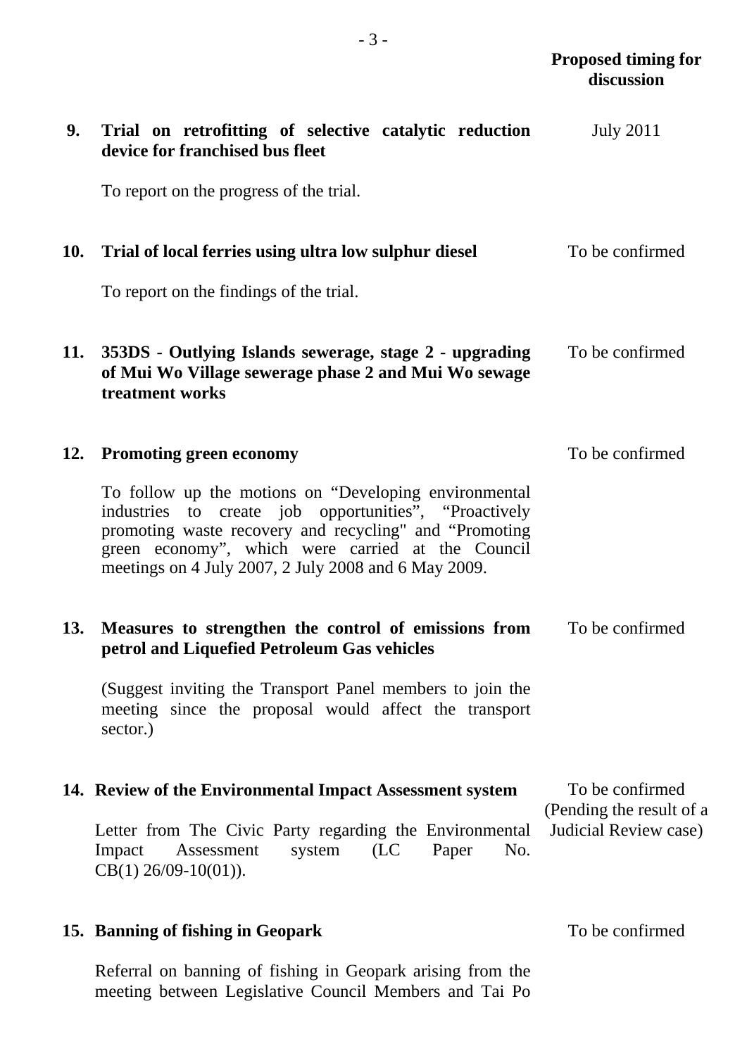| | | Proposed timing for discussion |
|---|---|---|
| 9. | **Trial on retrofitting of selective catalytic reduction device for franchised bus fleet**<br><br>To report on the progress of the trial. | July 2011 |
| 10. | **Trial of local ferries using ultra low sulphur diesel**<br><br>To report on the findings of the trial. | To be confirmed |
| 11. | **353DS - Outlying Islands sewerage, stage 2 - upgrading of Mui Wo Village sewerage phase 2 and Mui Wo sewage treatment works** | To be confirmed |
| 12. | **Promoting green economy**<br><br>To follow up the motions on "Developing environmental industries to create job opportunities", "Proactively promoting waste recovery and recycling" and "Promoting green economy", which were carried at the Council meetings on 4 July 2007, 2 July 2008 and 6 May 2009. | To be confirmed |
| 13. | **Measures to strengthen the control of emissions from petrol and Liquefied Petroleum Gas vehicles**<br><br>(Suggest inviting the Transport Panel members to join the meeting since the proposal would affect the transport sector.) | To be confirmed |
| 14. | **Review of the Environmental Impact Assessment system**<br><br>Letter from The Civic Party regarding the Environmental Impact Assessment system (LC Paper No. CB(1) 26/09-10(01)). | To be confirmed (Pending the result of a Judicial Review case) |
| 15. | **Banning of fishing in Geopark**<br><br>Referral on banning of fishing in Geopark arising from the meeting between Legislative Council Members and Tai Po | To be confirmed |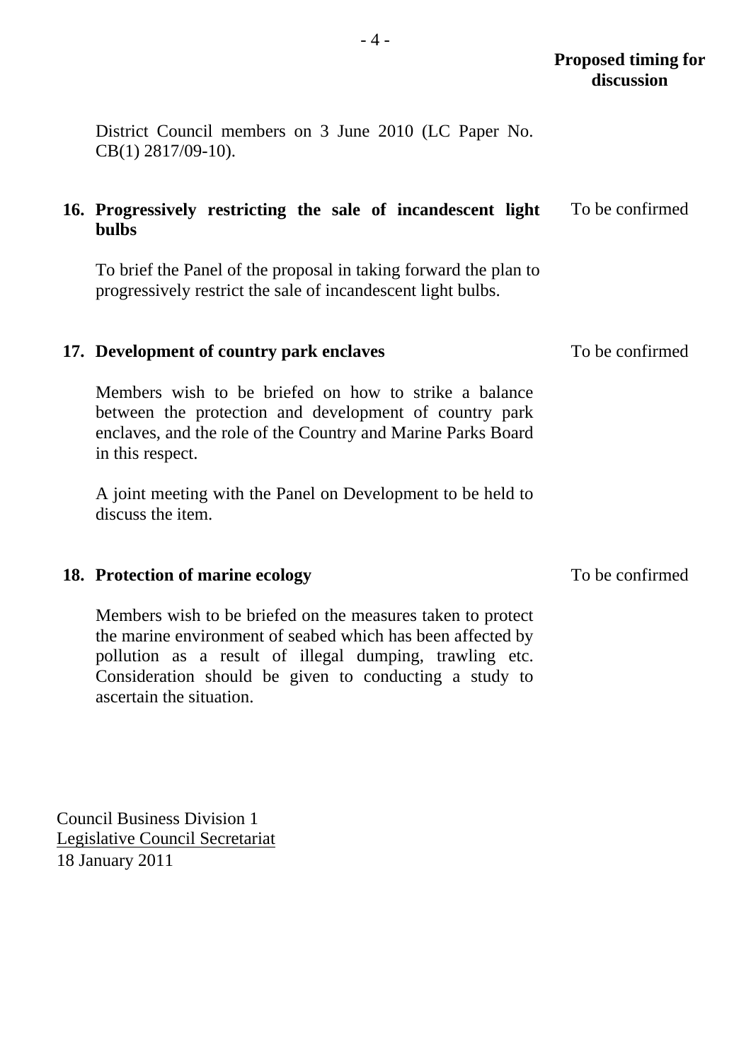**Proposed timing for discussion**

District Council members on 3 June 2010 (LC Paper No. CB(1) 2817/09-10).

**16. Progressively restricting the sale of incandescent light bulbs** — To be confirmed

To brief the Panel of the proposal in taking forward the plan to progressively restrict the sale of incandescent light bulbs.

**17. Development of country park enclaves** — To be confirmed

Members wish to be briefed on how to strike a balance between the protection and development of country park enclaves, and the role of the Country and Marine Parks Board in this respect.

A joint meeting with the Panel on Development to be held to discuss the item.

**18. Protection of marine ecology** — To be confirmed

Members wish to be briefed on the measures taken to protect the marine environment of seabed which has been affected by pollution as a result of illegal dumping, trawling etc. Consideration should be given to conducting a study to ascertain the situation.

Council Business Division 1
Legislative Council Secretariat
18 January 2011